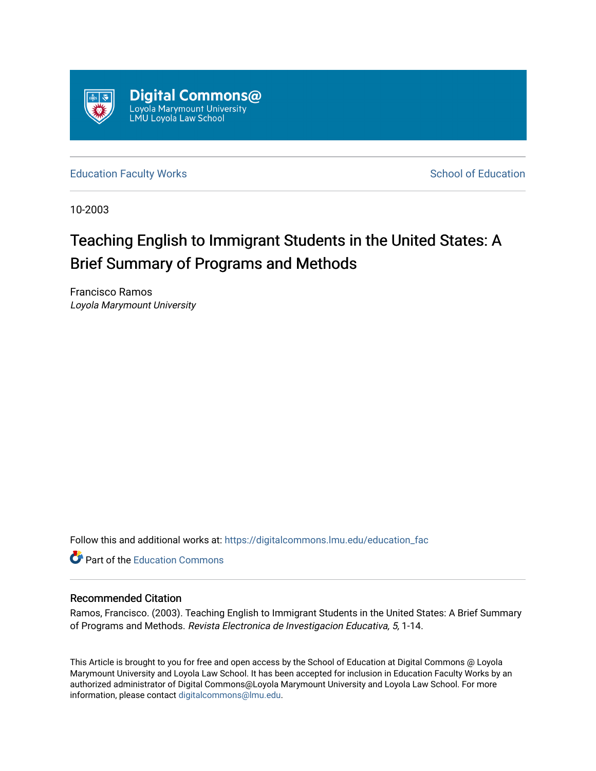Digital Commons@
Loyola Marymount University
LMU Loyola Law School

Education Faculty Works

School of Education

10-2003

# Teaching English to Immigrant Students in the United States: A Brief Summary of Programs and Methods

Francisco Ramos
*Loyola Marymount University*

Follow this and additional works at: https://digitalcommons.lmu.edu/education_fac

Part of the Education Commons

## Recommended Citation

Ramos, Francisco. (2003). Teaching English to Immigrant Students in the United States: A Brief Summary of Programs and Methods. *Revista Electronica de Investigacion Educativa, 5,* 1-14.

This Article is brought to you for free and open access by the School of Education at Digital Commons @ Loyola Marymount University and Loyola Law School. It has been accepted for inclusion in Education Faculty Works by an authorized administrator of Digital Commons@Loyola Marymount University and Loyola Law School. For more information, please contact digitalcommons@lmu.edu.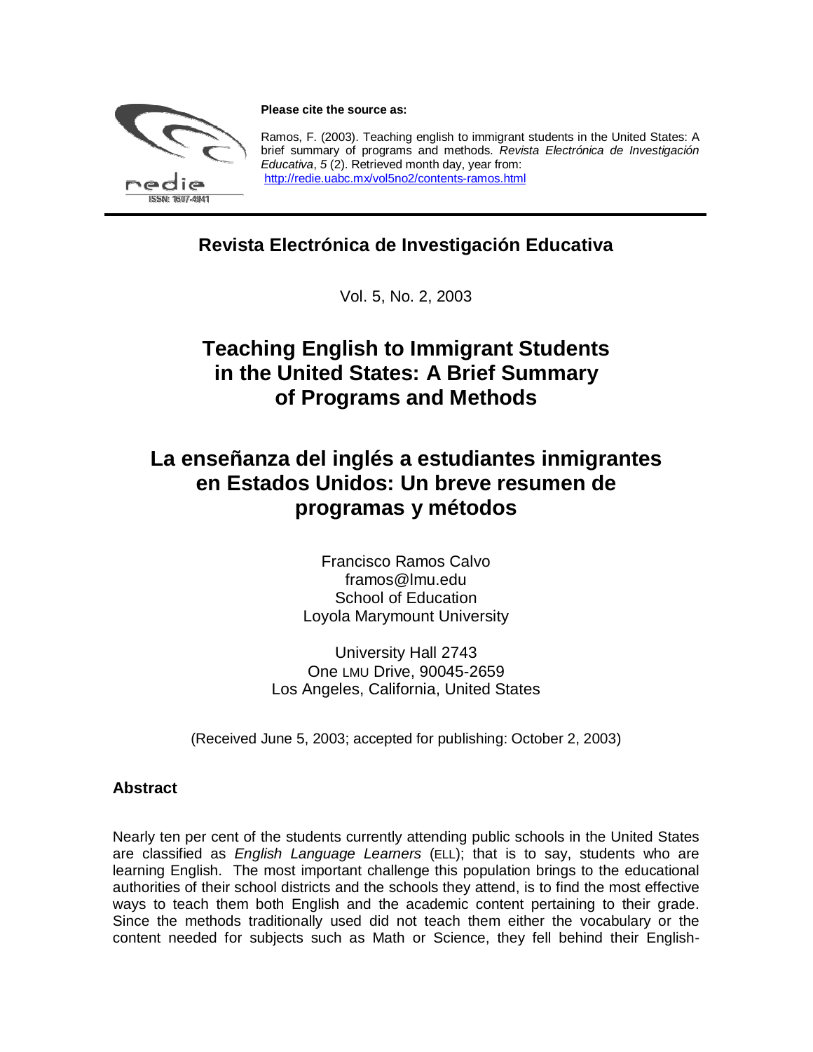**Please cite the source as:**

Ramos, F. (2003). Teaching english to immigrant students in the United States: A brief summary of programs and methods. *Revista Electrónica de Investigación Educativa*, *5* (2). Retrieved month day, year from: http://redie.uabc.mx/vol5no2/contents-ramos.html

## Revista Electrónica de Investigación Educativa

Vol. 5, No. 2, 2003

# Teaching English to Immigrant Students in the United States: A Brief Summary of Programs and Methods

# La enseñanza del inglés a estudiantes inmigrantes en Estados Unidos: Un breve resumen de programas y métodos

Francisco Ramos Calvo
framos@lmu.edu
School of Education
Loyola Marymount University

University Hall 2743
One LMU Drive, 90045-2659
Los Angeles, California, United States

(Received June 5, 2003; accepted for publishing: October 2, 2003)

### Abstract

Nearly ten per cent of the students currently attending public schools in the United States are classified as *English Language Learners* (ELL); that is to say, students who are learning English. The most important challenge this population brings to the educational authorities of their school districts and the schools they attend, is to find the most effective ways to teach them both English and the academic content pertaining to their grade. Since the methods traditionally used did not teach them either the vocabulary or the content needed for subjects such as Math or Science, they fell behind their English-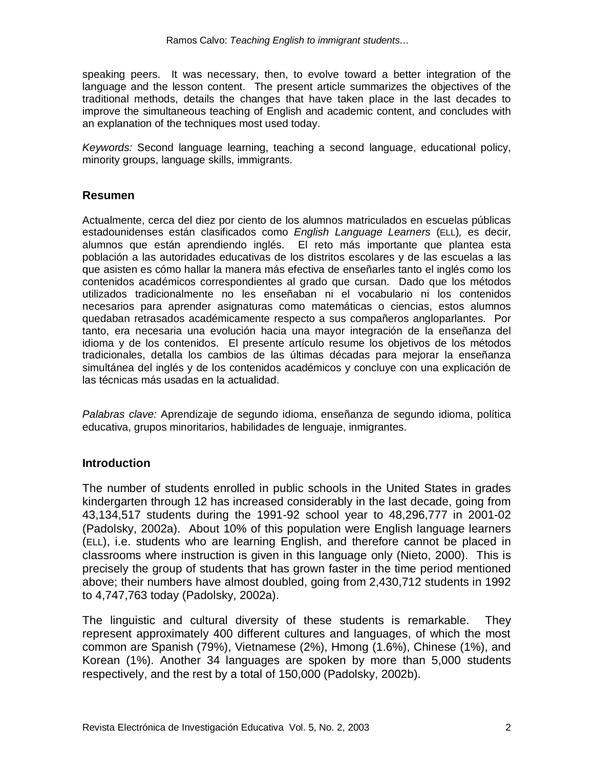speaking peers. It was necessary, then, to evolve toward a better integration of the language and the lesson content. The present article summarizes the objectives of the traditional methods, details the changes that have taken place in the last decades to improve the simultaneous teaching of English and academic content, and concludes with an explanation of the techniques most used today.

*Keywords:* Second language learning, teaching a second language, educational policy, minority groups, language skills, immigrants.

## Resumen

Actualmente, cerca del diez por ciento de los alumnos matriculados en escuelas públicas estadounidenses están clasificados como *English Language Learners* (ELL), es decir, alumnos que están aprendiendo inglés. El reto más importante que plantea esta población a las autoridades educativas de los distritos escolares y de las escuelas a las que asisten es cómo hallar la manera más efectiva de enseñarles tanto el inglés como los contenidos académicos correspondientes al grado que cursan. Dado que los métodos utilizados tradicionalmente no les enseñaban ni el vocabulario ni los contenidos necesarios para aprender asignaturas como matemáticas o ciencias, estos alumnos quedaban retrasados académicamente respecto a sus compañeros angloparlantes. Por tanto, era necesaria una evolución hacia una mayor integración de la enseñanza del idioma y de los contenidos. El presente artículo resume los objetivos de los métodos tradicionales, detalla los cambios de las últimas décadas para mejorar la enseñanza simultánea del inglés y de los contenidos académicos y concluye con una explicación de las técnicas más usadas en la actualidad.

*Palabras clave:* Aprendizaje de segundo idioma, enseñanza de segundo idioma, política educativa, grupos minoritarios, habilidades de lenguaje, inmigrantes.

## Introduction

The number of students enrolled in public schools in the United States in grades kindergarten through 12 has increased considerably in the last decade, going from 43,134,517 students during the 1991-92 school year to 48,296,777 in 2001-02 (Padolsky, 2002a). About 10% of this population were English language learners (ELL), i.e. students who are learning English, and therefore cannot be placed in classrooms where instruction is given in this language only (Nieto, 2000). This is precisely the group of students that has grown faster in the time period mentioned above; their numbers have almost doubled, going from 2,430,712 students in 1992 to 4,747,763 today (Padolsky, 2002a).

The linguistic and cultural diversity of these students is remarkable. They represent approximately 400 different cultures and languages, of which the most common are Spanish (79%), Vietnamese (2%), Hmong (1.6%), Chinese (1%), and Korean (1%). Another 34 languages are spoken by more than 5,000 students respectively, and the rest by a total of 150,000 (Padolsky, 2002b).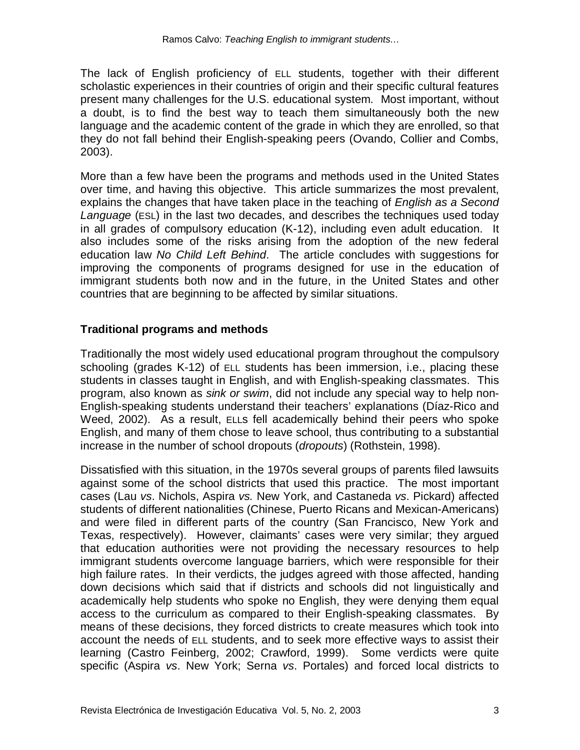The lack of English proficiency of ELL students, together with their different scholastic experiences in their countries of origin and their specific cultural features present many challenges for the U.S. educational system. Most important, without a doubt, is to find the best way to teach them simultaneously both the new language and the academic content of the grade in which they are enrolled, so that they do not fall behind their English-speaking peers (Ovando, Collier and Combs, 2003).

More than a few have been the programs and methods used in the United States over time, and having this objective. This article summarizes the most prevalent, explains the changes that have taken place in the teaching of *English as a Second Language* (ESL) in the last two decades, and describes the techniques used today in all grades of compulsory education (K-12), including even adult education. It also includes some of the risks arising from the adoption of the new federal education law *No Child Left Behind*. The article concludes with suggestions for improving the components of programs designed for use in the education of immigrant students both now and in the future, in the United States and other countries that are beginning to be affected by similar situations.

## Traditional programs and methods

Traditionally the most widely used educational program throughout the compulsory schooling (grades K-12) of ELL students has been immersion, i.e., placing these students in classes taught in English, and with English-speaking classmates. This program, also known as *sink or swim*, did not include any special way to help non-English-speaking students understand their teachers' explanations (Díaz-Rico and Weed, 2002). As a result, ELLs fell academically behind their peers who spoke English, and many of them chose to leave school, thus contributing to a substantial increase in the number of school dropouts (*dropouts*) (Rothstein, 1998).

Dissatisfied with this situation, in the 1970s several groups of parents filed lawsuits against some of the school districts that used this practice. The most important cases (Lau *vs*. Nichols, Aspira *vs.* New York, and Castaneda *vs*. Pickard) affected students of different nationalities (Chinese, Puerto Ricans and Mexican-Americans) and were filed in different parts of the country (San Francisco, New York and Texas, respectively). However, claimants' cases were very similar; they argued that education authorities were not providing the necessary resources to help immigrant students overcome language barriers, which were responsible for their high failure rates. In their verdicts, the judges agreed with those affected, handing down decisions which said that if districts and schools did not linguistically and academically help students who spoke no English, they were denying them equal access to the curriculum as compared to their English-speaking classmates. By means of these decisions, they forced districts to create measures which took into account the needs of ELL students, and to seek more effective ways to assist their learning (Castro Feinberg, 2002; Crawford, 1999). Some verdicts were quite specific (Aspira *vs*. New York; Serna *vs*. Portales) and forced local districts to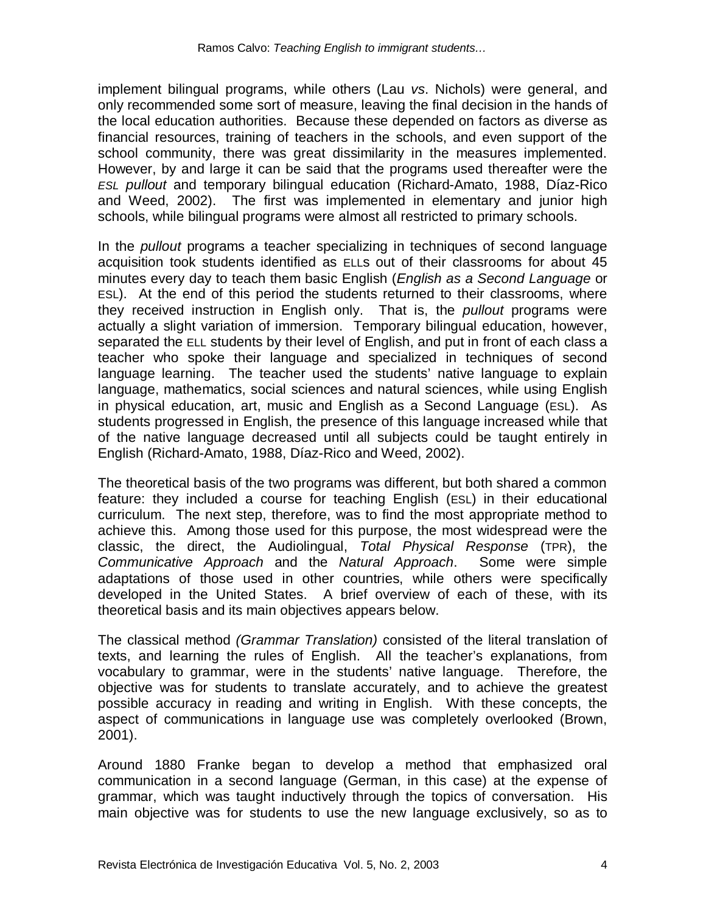implement bilingual programs, while others (Lau *vs*. Nichols) were general, and only recommended some sort of measure, leaving the final decision in the hands of the local education authorities. Because these depended on factors as diverse as financial resources, training of teachers in the schools, and even support of the school community, there was great dissimilarity in the measures implemented. However, by and large it can be said that the programs used thereafter were the *ESL pullout* and temporary bilingual education (Richard-Amato, 1988, Díaz-Rico and Weed, 2002). The first was implemented in elementary and junior high schools, while bilingual programs were almost all restricted to primary schools.

In the *pullout* programs a teacher specializing in techniques of second language acquisition took students identified as ELLs out of their classrooms for about 45 minutes every day to teach them basic English (*English as a Second Language* or ESL). At the end of this period the students returned to their classrooms, where they received instruction in English only. That is, the *pullout* programs were actually a slight variation of immersion. Temporary bilingual education, however, separated the ELL students by their level of English, and put in front of each class a teacher who spoke their language and specialized in techniques of second language learning. The teacher used the students' native language to explain language, mathematics, social sciences and natural sciences, while using English in physical education, art, music and English as a Second Language (ESL). As students progressed in English, the presence of this language increased while that of the native language decreased until all subjects could be taught entirely in English (Richard-Amato, 1988, Díaz-Rico and Weed, 2002).

The theoretical basis of the two programs was different, but both shared a common feature: they included a course for teaching English (ESL) in their educational curriculum. The next step, therefore, was to find the most appropriate method to achieve this. Among those used for this purpose, the most widespread were the classic, the direct, the Audiolingual, *Total Physical Response* (TPR), the *Communicative Approach* and the *Natural Approach*. Some were simple adaptations of those used in other countries, while others were specifically developed in the United States. A brief overview of each of these, with its theoretical basis and its main objectives appears below.

The classical method *(Grammar Translation)* consisted of the literal translation of texts, and learning the rules of English. All the teacher's explanations, from vocabulary to grammar, were in the students' native language. Therefore, the objective was for students to translate accurately, and to achieve the greatest possible accuracy in reading and writing in English. With these concepts, the aspect of communications in language use was completely overlooked (Brown, 2001).

Around 1880 Franke began to develop a method that emphasized oral communication in a second language (German, in this case) at the expense of grammar, which was taught inductively through the topics of conversation. His main objective was for students to use the new language exclusively, so as to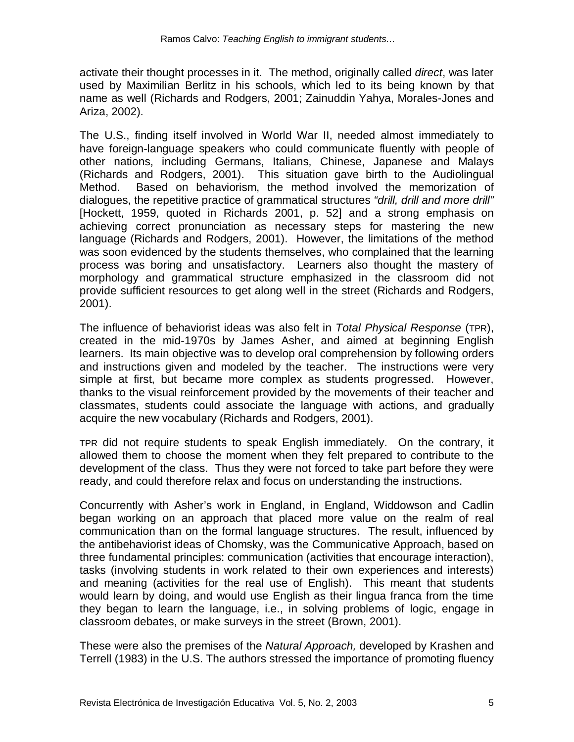activate their thought processes in it. The method, originally called *direct*, was later used by Maximilian Berlitz in his schools, which led to its being known by that name as well (Richards and Rodgers, 2001; Zainuddin Yahya, Morales-Jones and Ariza, 2002).

The U.S., finding itself involved in World War II, needed almost immediately to have foreign-language speakers who could communicate fluently with people of other nations, including Germans, Italians, Chinese, Japanese and Malays (Richards and Rodgers, 2001). This situation gave birth to the Audiolingual Method. Based on behaviorism, the method involved the memorization of dialogues, the repetitive practice of grammatical structures *"drill, drill and more drill"* [Hockett, 1959, quoted in Richards 2001, p. 52] and a strong emphasis on achieving correct pronunciation as necessary steps for mastering the new language (Richards and Rodgers, 2001). However, the limitations of the method was soon evidenced by the students themselves, who complained that the learning process was boring and unsatisfactory. Learners also thought the mastery of morphology and grammatical structure emphasized in the classroom did not provide sufficient resources to get along well in the street (Richards and Rodgers, 2001).

The influence of behaviorist ideas was also felt in *Total Physical Response* (TPR), created in the mid-1970s by James Asher, and aimed at beginning English learners. Its main objective was to develop oral comprehension by following orders and instructions given and modeled by the teacher. The instructions were very simple at first, but became more complex as students progressed. However, thanks to the visual reinforcement provided by the movements of their teacher and classmates, students could associate the language with actions, and gradually acquire the new vocabulary (Richards and Rodgers, 2001).

TPR did not require students to speak English immediately. On the contrary, it allowed them to choose the moment when they felt prepared to contribute to the development of the class. Thus they were not forced to take part before they were ready, and could therefore relax and focus on understanding the instructions.

Concurrently with Asher's work in England, in England, Widdowson and Cadlin began working on an approach that placed more value on the realm of real communication than on the formal language structures. The result, influenced by the antibehaviorist ideas of Chomsky, was the Communicative Approach, based on three fundamental principles: communication (activities that encourage interaction), tasks (involving students in work related to their own experiences and interests) and meaning (activities for the real use of English). This meant that students would learn by doing, and would use English as their lingua franca from the time they began to learn the language, i.e., in solving problems of logic, engage in classroom debates, or make surveys in the street (Brown, 2001).

These were also the premises of the *Natural Approach,* developed by Krashen and Terrell (1983) in the U.S. The authors stressed the importance of promoting fluency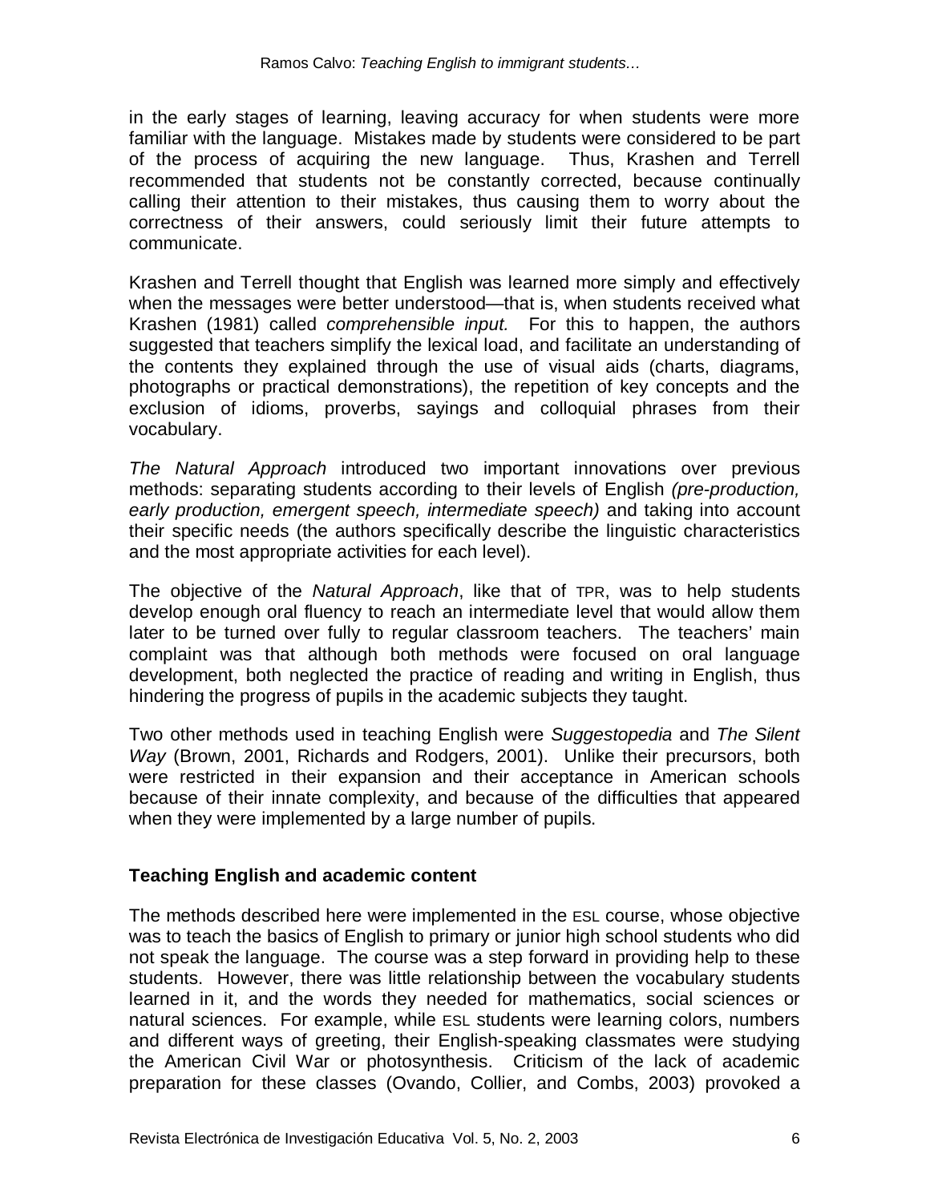in the early stages of learning, leaving accuracy for when students were more familiar with the language. Mistakes made by students were considered to be part of the process of acquiring the new language. Thus, Krashen and Terrell recommended that students not be constantly corrected, because continually calling their attention to their mistakes, thus causing them to worry about the correctness of their answers, could seriously limit their future attempts to communicate.

Krashen and Terrell thought that English was learned more simply and effectively when the messages were better understood—that is, when students received what Krashen (1981) called *comprehensible input.* For this to happen, the authors suggested that teachers simplify the lexical load, and facilitate an understanding of the contents they explained through the use of visual aids (charts, diagrams, photographs or practical demonstrations), the repetition of key concepts and the exclusion of idioms, proverbs, sayings and colloquial phrases from their vocabulary.

*The Natural Approach* introduced two important innovations over previous methods: separating students according to their levels of English *(pre-production, early production, emergent speech, intermediate speech)* and taking into account their specific needs (the authors specifically describe the linguistic characteristics and the most appropriate activities for each level).

The objective of the *Natural Approach*, like that of TPR, was to help students develop enough oral fluency to reach an intermediate level that would allow them later to be turned over fully to regular classroom teachers. The teachers' main complaint was that although both methods were focused on oral language development, both neglected the practice of reading and writing in English, thus hindering the progress of pupils in the academic subjects they taught.

Two other methods used in teaching English were *Suggestopedia* and *The Silent Way* (Brown, 2001, Richards and Rodgers, 2001). Unlike their precursors, both were restricted in their expansion and their acceptance in American schools because of their innate complexity, and because of the difficulties that appeared when they were implemented by a large number of pupils.

## Teaching English and academic content

The methods described here were implemented in the ESL course, whose objective was to teach the basics of English to primary or junior high school students who did not speak the language. The course was a step forward in providing help to these students. However, there was little relationship between the vocabulary students learned in it, and the words they needed for mathematics, social sciences or natural sciences. For example, while ESL students were learning colors, numbers and different ways of greeting, their English-speaking classmates were studying the American Civil War or photosynthesis. Criticism of the lack of academic preparation for these classes (Ovando, Collier, and Combs, 2003) provoked a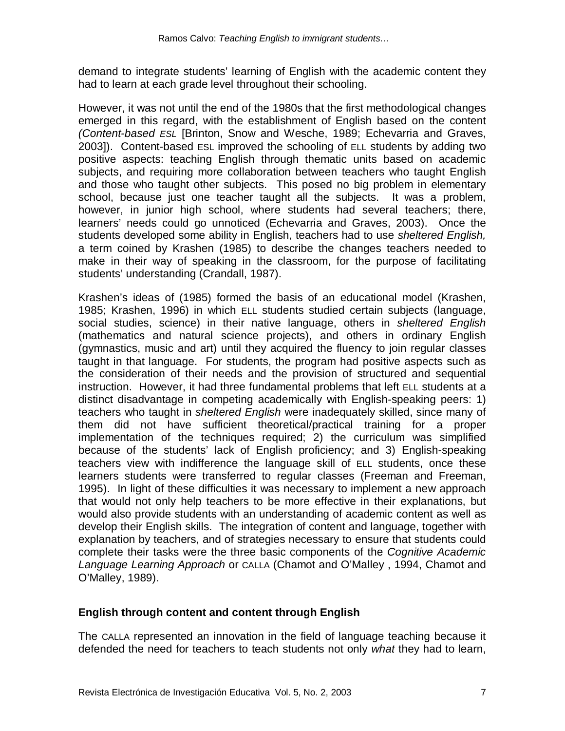demand to integrate students' learning of English with the academic content they had to learn at each grade level throughout their schooling.

However, it was not until the end of the 1980s that the first methodological changes emerged in this regard, with the establishment of English based on the content *(Content-based ESL* [Brinton, Snow and Wesche, 1989; Echevarria and Graves, 2003]). Content-based ESL improved the schooling of ELL students by adding two positive aspects: teaching English through thematic units based on academic subjects, and requiring more collaboration between teachers who taught English and those who taught other subjects. This posed no big problem in elementary school, because just one teacher taught all the subjects. It was a problem, however, in junior high school, where students had several teachers; there, learners' needs could go unnoticed (Echevarria and Graves, 2003). Once the students developed some ability in English, teachers had to use *sheltered English,* a term coined by Krashen (1985) to describe the changes teachers needed to make in their way of speaking in the classroom, for the purpose of facilitating students' understanding (Crandall, 1987).

Krashen's ideas of (1985) formed the basis of an educational model (Krashen, 1985; Krashen, 1996) in which ELL students studied certain subjects (language, social studies, science) in their native language, others in *sheltered English* (mathematics and natural science projects), and others in ordinary English (gymnastics, music and art) until they acquired the fluency to join regular classes taught in that language. For students, the program had positive aspects such as the consideration of their needs and the provision of structured and sequential instruction. However, it had three fundamental problems that left ELL students at a distinct disadvantage in competing academically with English-speaking peers: 1) teachers who taught in *sheltered English* were inadequately skilled, since many of them did not have sufficient theoretical/practical training for a proper implementation of the techniques required; 2) the curriculum was simplified because of the students' lack of English proficiency; and 3) English-speaking teachers view with indifference the language skill of ELL students, once these learners students were transferred to regular classes (Freeman and Freeman, 1995). In light of these difficulties it was necessary to implement a new approach that would not only help teachers to be more effective in their explanations, but would also provide students with an understanding of academic content as well as develop their English skills. The integration of content and language, together with explanation by teachers, and of strategies necessary to ensure that students could complete their tasks were the three basic components of the *Cognitive Academic Language Learning Approach* or CALLA (Chamot and O'Malley , 1994, Chamot and O'Malley, 1989).

### English through content and content through English

The CALLA represented an innovation in the field of language teaching because it defended the need for teachers to teach students not only *what* they had to learn,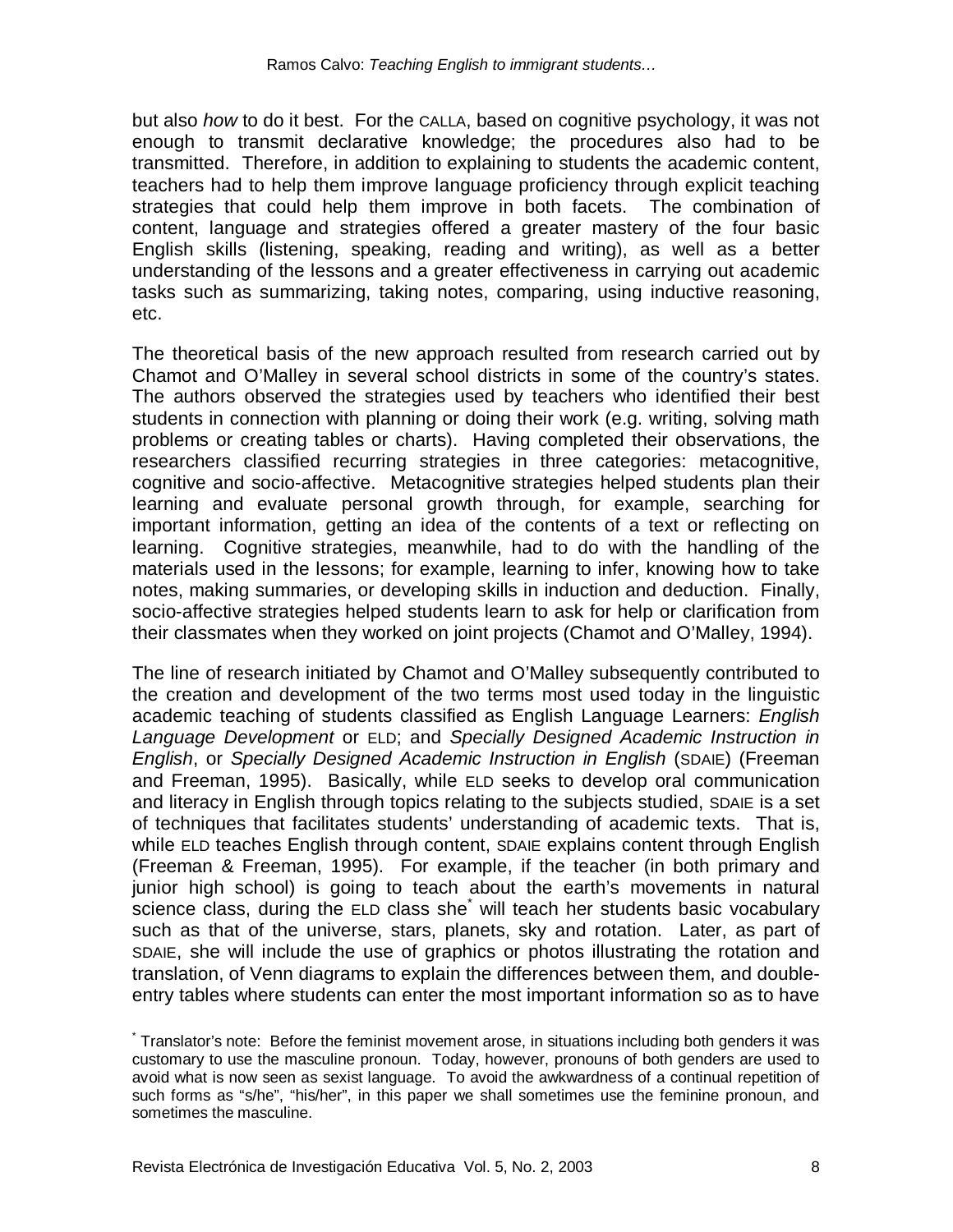but also *how* to do it best. For the CALLA, based on cognitive psychology, it was not enough to transmit declarative knowledge; the procedures also had to be transmitted. Therefore, in addition to explaining to students the academic content, teachers had to help them improve language proficiency through explicit teaching strategies that could help them improve in both facets. The combination of content, language and strategies offered a greater mastery of the four basic English skills (listening, speaking, reading and writing), as well as a better understanding of the lessons and a greater effectiveness in carrying out academic tasks such as summarizing, taking notes, comparing, using inductive reasoning, etc.

The theoretical basis of the new approach resulted from research carried out by Chamot and O'Malley in several school districts in some of the country's states. The authors observed the strategies used by teachers who identified their best students in connection with planning or doing their work (e.g. writing, solving math problems or creating tables or charts). Having completed their observations, the researchers classified recurring strategies in three categories: metacognitive, cognitive and socio-affective. Metacognitive strategies helped students plan their learning and evaluate personal growth through, for example, searching for important information, getting an idea of the contents of a text or reflecting on learning. Cognitive strategies, meanwhile, had to do with the handling of the materials used in the lessons; for example, learning to infer, knowing how to take notes, making summaries, or developing skills in induction and deduction. Finally, socio-affective strategies helped students learn to ask for help or clarification from their classmates when they worked on joint projects (Chamot and O'Malley, 1994).

The line of research initiated by Chamot and O'Malley subsequently contributed to the creation and development of the two terms most used today in the linguistic academic teaching of students classified as English Language Learners: *English Language Development* or ELD; and *Specially Designed Academic Instruction in English*, or *Specially Designed Academic Instruction in English* (SDAIE) (Freeman and Freeman, 1995). Basically, while ELD seeks to develop oral communication and literacy in English through topics relating to the subjects studied, SDAIE is a set of techniques that facilitates students' understanding of academic texts. That is, while ELD teaches English through content, SDAIE explains content through English (Freeman & Freeman, 1995). For example, if the teacher (in both primary and junior high school) is going to teach about the earth's movements in natural science class, during the ELD class she[*] will teach her students basic vocabulary such as that of the universe, stars, planets, sky and rotation. Later, as part of SDAIE, she will include the use of graphics or photos illustrating the rotation and translation, of Venn diagrams to explain the differences between them, and double-entry tables where students can enter the most important information so as to have

[*] Translator's note: Before the feminist movement arose, in situations including both genders it was customary to use the masculine pronoun. Today, however, pronouns of both genders are used to avoid what is now seen as sexist language. To avoid the awkwardness of a continual repetition of such forms as "s/he", "his/her", in this paper we shall sometimes use the feminine pronoun, and sometimes the masculine.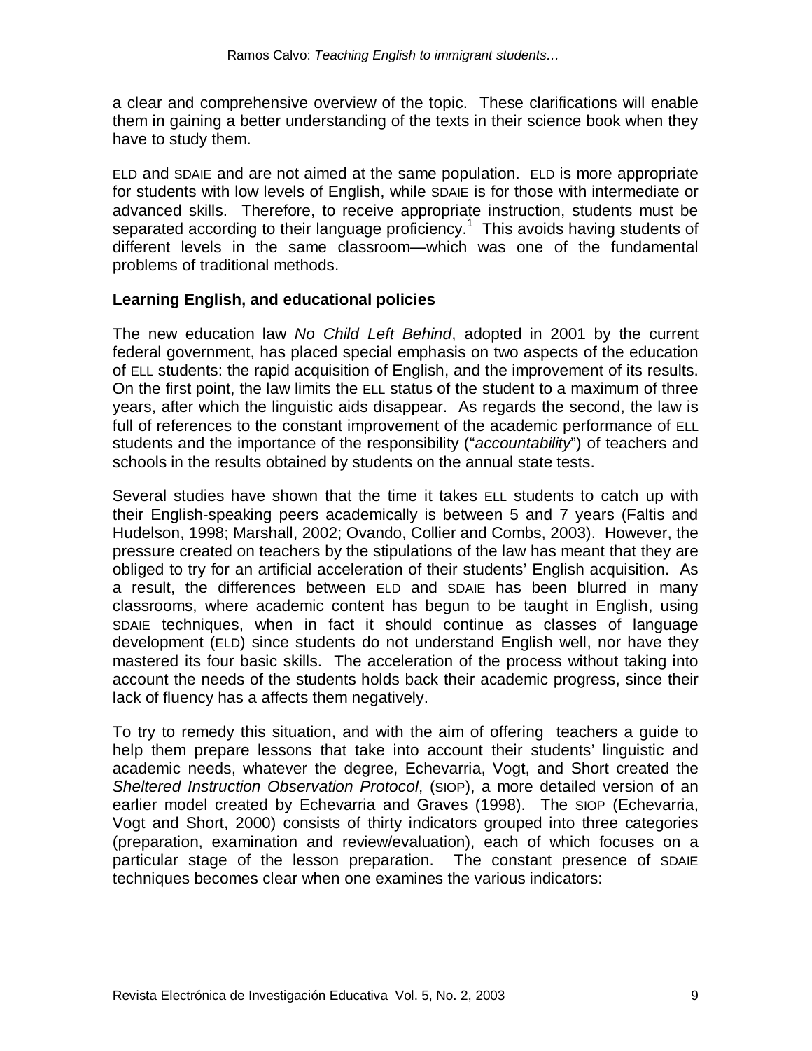a clear and comprehensive overview of the topic. These clarifications will enable them in gaining a better understanding of the texts in their science book when they have to study them.

ELD and SDAIE and are not aimed at the same population. ELD is more appropriate for students with low levels of English, while SDAIE is for those with intermediate or advanced skills. Therefore, to receive appropriate instruction, students must be separated according to their language proficiency.[1] This avoids having students of different levels in the same classroom—which was one of the fundamental problems of traditional methods.

### Learning English, and educational policies

The new education law *No Child Left Behind*, adopted in 2001 by the current federal government, has placed special emphasis on two aspects of the education of ELL students: the rapid acquisition of English, and the improvement of its results. On the first point, the law limits the ELL status of the student to a maximum of three years, after which the linguistic aids disappear. As regards the second, the law is full of references to the constant improvement of the academic performance of ELL students and the importance of the responsibility ("*accountability*") of teachers and schools in the results obtained by students on the annual state tests.

Several studies have shown that the time it takes ELL students to catch up with their English-speaking peers academically is between 5 and 7 years (Faltis and Hudelson, 1998; Marshall, 2002; Ovando, Collier and Combs, 2003). However, the pressure created on teachers by the stipulations of the law has meant that they are obliged to try for an artificial acceleration of their students' English acquisition. As a result, the differences between ELD and SDAIE has been blurred in many classrooms, where academic content has begun to be taught in English, using SDAIE techniques, when in fact it should continue as classes of language development (ELD) since students do not understand English well, nor have they mastered its four basic skills. The acceleration of the process without taking into account the needs of the students holds back their academic progress, since their lack of fluency has a affects them negatively.

To try to remedy this situation, and with the aim of offering teachers a guide to help them prepare lessons that take into account their students' linguistic and academic needs, whatever the degree, Echevarria, Vogt, and Short created the *Sheltered Instruction Observation Protocol*, (SIOP), a more detailed version of an earlier model created by Echevarria and Graves (1998). The SIOP (Echevarria, Vogt and Short, 2000) consists of thirty indicators grouped into three categories (preparation, examination and review/evaluation), each of which focuses on a particular stage of the lesson preparation. The constant presence of SDAIE techniques becomes clear when one examines the various indicators: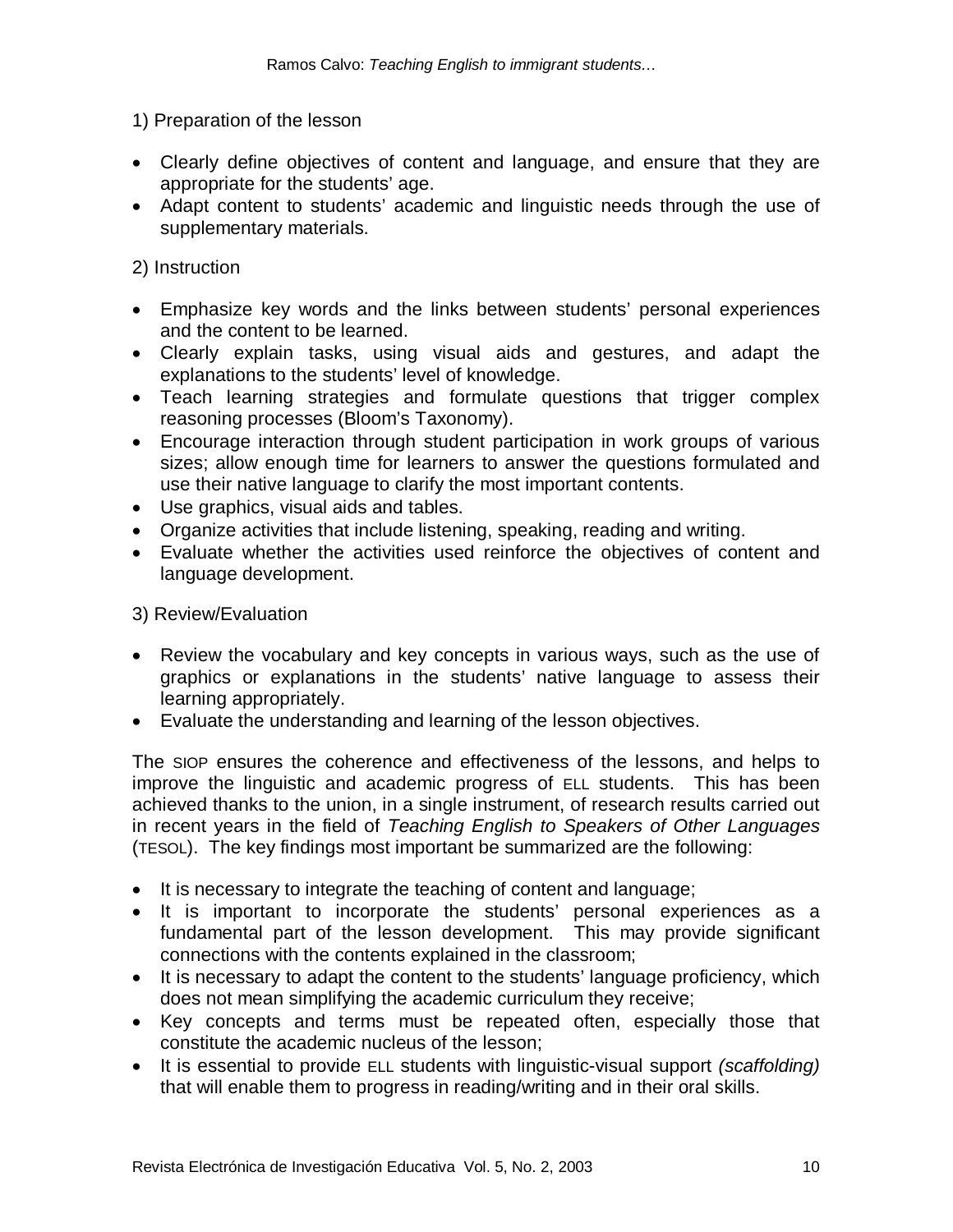1) Preparation of the lesson

- Clearly define objectives of content and language, and ensure that they are appropriate for the students' age.
- Adapt content to students' academic and linguistic needs through the use of supplementary materials.

2) Instruction

- Emphasize key words and the links between students' personal experiences and the content to be learned.
- Clearly explain tasks, using visual aids and gestures, and adapt the explanations to the students' level of knowledge.
- Teach learning strategies and formulate questions that trigger complex reasoning processes (Bloom's Taxonomy).
- Encourage interaction through student participation in work groups of various sizes; allow enough time for learners to answer the questions formulated and use their native language to clarify the most important contents.
- Use graphics, visual aids and tables.
- Organize activities that include listening, speaking, reading and writing.
- Evaluate whether the activities used reinforce the objectives of content and language development.

3) Review/Evaluation

- Review the vocabulary and key concepts in various ways, such as the use of graphics or explanations in the students' native language to assess their learning appropriately.
- Evaluate the understanding and learning of the lesson objectives.

The SIOP ensures the coherence and effectiveness of the lessons, and helps to improve the linguistic and academic progress of ELL students. This has been achieved thanks to the union, in a single instrument, of research results carried out in recent years in the field of *Teaching English to Speakers of Other Languages* (TESOL). The key findings most important be summarized are the following:

- It is necessary to integrate the teaching of content and language;
- It is important to incorporate the students' personal experiences as a fundamental part of the lesson development. This may provide significant connections with the contents explained in the classroom;
- It is necessary to adapt the content to the students' language proficiency, which does not mean simplifying the academic curriculum they receive;
- Key concepts and terms must be repeated often, especially those that constitute the academic nucleus of the lesson;
- It is essential to provide ELL students with linguistic-visual support *(scaffolding)* that will enable them to progress in reading/writing and in their oral skills.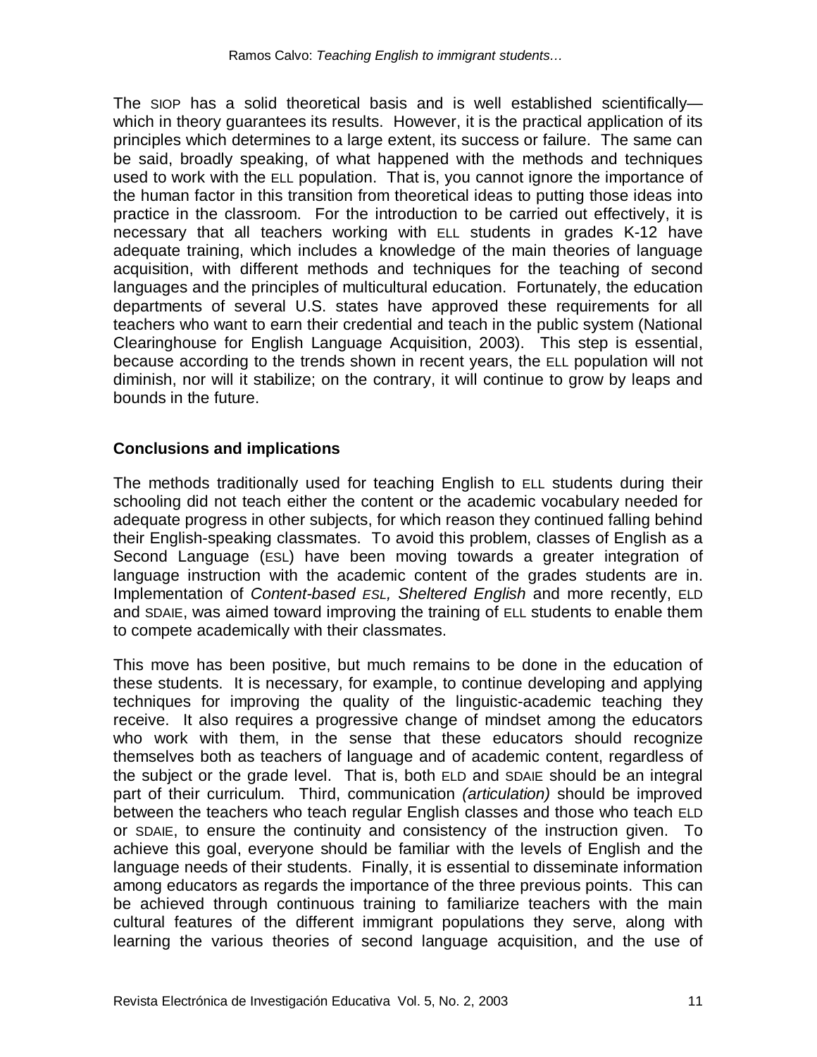The SIOP has a solid theoretical basis and is well established scientifically—which in theory guarantees its results. However, it is the practical application of its principles which determines to a large extent, its success or failure. The same can be said, broadly speaking, of what happened with the methods and techniques used to work with the ELL population. That is, you cannot ignore the importance of the human factor in this transition from theoretical ideas to putting those ideas into practice in the classroom. For the introduction to be carried out effectively, it is necessary that all teachers working with ELL students in grades K-12 have adequate training, which includes a knowledge of the main theories of language acquisition, with different methods and techniques for the teaching of second languages and the principles of multicultural education. Fortunately, the education departments of several U.S. states have approved these requirements for all teachers who want to earn their credential and teach in the public system (National Clearinghouse for English Language Acquisition, 2003). This step is essential, because according to the trends shown in recent years, the ELL population will not diminish, nor will it stabilize; on the contrary, it will continue to grow by leaps and bounds in the future.

## Conclusions and implications

The methods traditionally used for teaching English to ELL students during their schooling did not teach either the content or the academic vocabulary needed for adequate progress in other subjects, for which reason they continued falling behind their English-speaking classmates. To avoid this problem, classes of English as a Second Language (ESL) have been moving towards a greater integration of language instruction with the academic content of the grades students are in. Implementation of *Content-based ESL, Sheltered English* and more recently, ELD and SDAIE, was aimed toward improving the training of ELL students to enable them to compete academically with their classmates.

This move has been positive, but much remains to be done in the education of these students. It is necessary, for example, to continue developing and applying techniques for improving the quality of the linguistic-academic teaching they receive. It also requires a progressive change of mindset among the educators who work with them, in the sense that these educators should recognize themselves both as teachers of language and of academic content, regardless of the subject or the grade level. That is, both ELD and SDAIE should be an integral part of their curriculum. Third, communication *(articulation)* should be improved between the teachers who teach regular English classes and those who teach ELD or SDAIE, to ensure the continuity and consistency of the instruction given. To achieve this goal, everyone should be familiar with the levels of English and the language needs of their students. Finally, it is essential to disseminate information among educators as regards the importance of the three previous points. This can be achieved through continuous training to familiarize teachers with the main cultural features of the different immigrant populations they serve, along with learning the various theories of second language acquisition, and the use of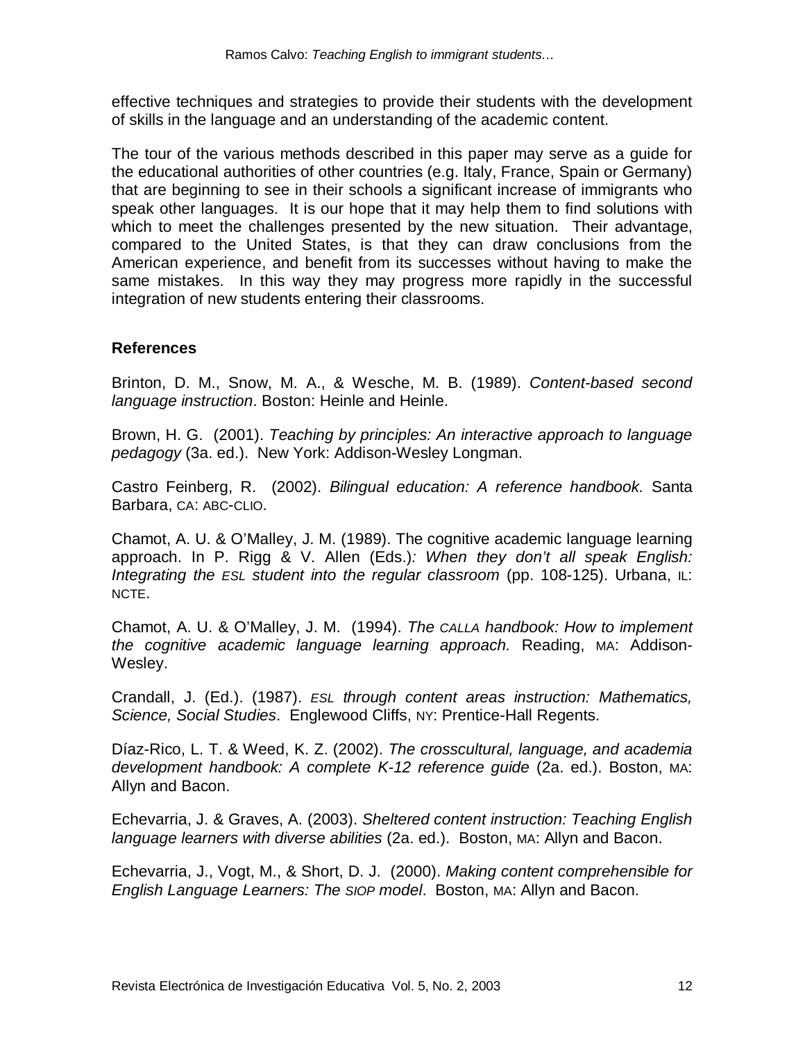effective techniques and strategies to provide their students with the development of skills in the language and an understanding of the academic content.

The tour of the various methods described in this paper may serve as a guide for the educational authorities of other countries (e.g. Italy, France, Spain or Germany) that are beginning to see in their schools a significant increase of immigrants who speak other languages. It is our hope that it may help them to find solutions with which to meet the challenges presented by the new situation. Their advantage, compared to the United States, is that they can draw conclusions from the American experience, and benefit from its successes without having to make the same mistakes. In this way they may progress more rapidly in the successful integration of new students entering their classrooms.

## References

Brinton, D. M., Snow, M. A., & Wesche, M. B. (1989). *Content-based second language instruction*. Boston: Heinle and Heinle.

Brown, H. G. (2001). *Teaching by principles: An interactive approach to language pedagogy* (3a. ed.). New York: Addison-Wesley Longman.

Castro Feinberg, R. (2002). *Bilingual education: A reference handbook.* Santa Barbara, CA: ABC-CLIO.

Chamot, A. U. & O'Malley, J. M. (1989). The cognitive academic language learning approach. In P. Rigg & V. Allen (Eds.)*: When they don't all speak English: Integrating the ESL student into the regular classroom* (pp. 108-125). Urbana, IL: NCTE.

Chamot, A. U. & O'Malley, J. M. (1994). *The CALLA handbook: How to implement the cognitive academic language learning approach.* Reading, MA: Addison-Wesley.

Crandall, J. (Ed.). (1987). *ESL through content areas instruction: Mathematics, Science, Social Studies*. Englewood Cliffs, NY: Prentice-Hall Regents.

Díaz-Rico, L. T. & Weed, K. Z. (2002). *The crosscultural, language, and academia development handbook: A complete K-12 reference guide* (2a. ed.). Boston, MA: Allyn and Bacon.

Echevarria, J. & Graves, A. (2003). *Sheltered content instruction: Teaching English language learners with diverse abilities* (2a. ed.). Boston, MA: Allyn and Bacon.

Echevarria, J., Vogt, M., & Short, D. J. (2000). *Making content comprehensible for English Language Learners: The SIOP model*. Boston, MA: Allyn and Bacon.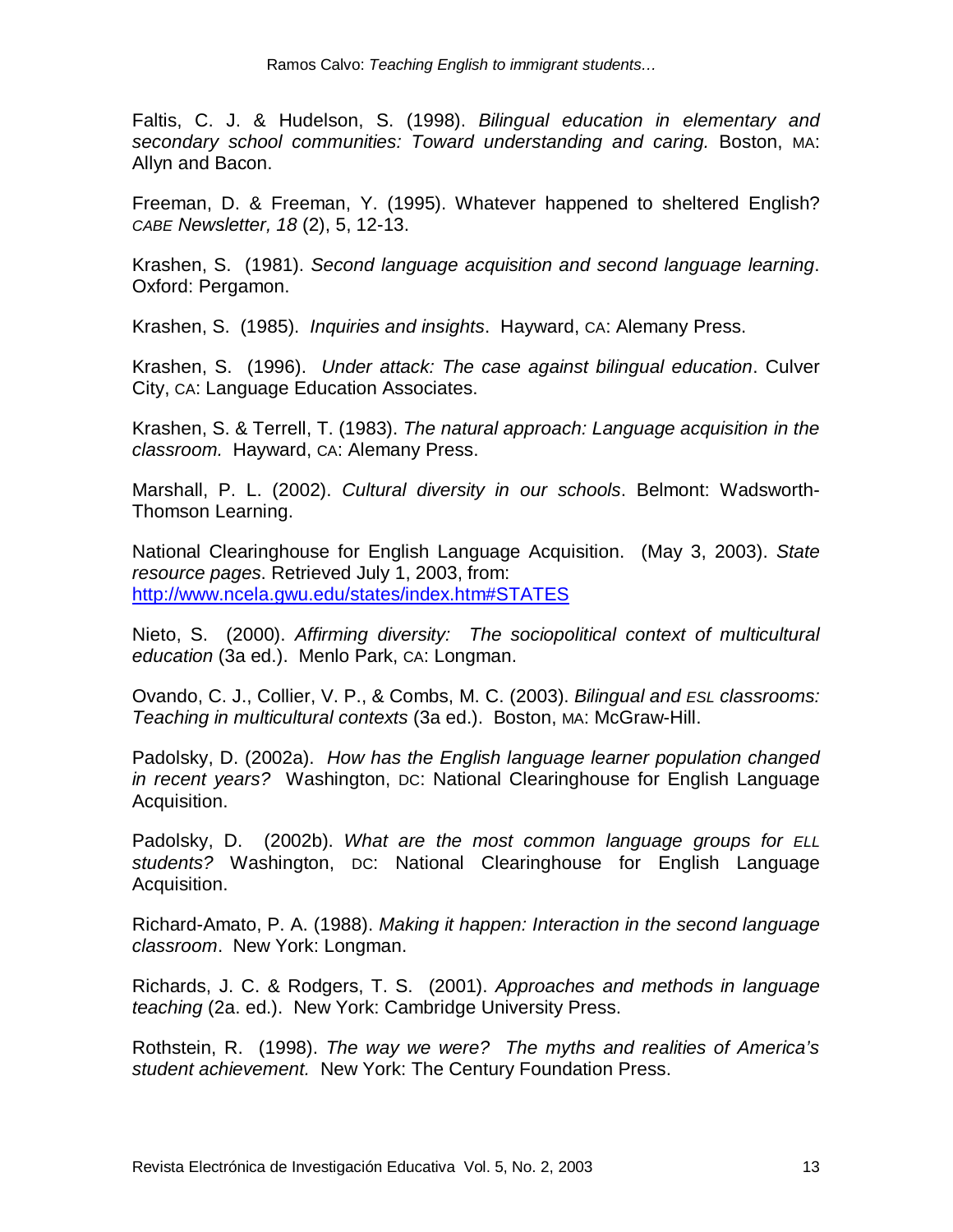Faltis, C. J. & Hudelson, S. (1998). *Bilingual education in elementary and secondary school communities: Toward understanding and caring.* Boston, MA: Allyn and Bacon.

Freeman, D. & Freeman, Y. (1995). Whatever happened to sheltered English? *CABE Newsletter, 18* (2), 5, 12-13.

Krashen, S. (1981). *Second language acquisition and second language learning*. Oxford: Pergamon.

Krashen, S. (1985). *Inquiries and insights*. Hayward, CA: Alemany Press.

Krashen, S. (1996). *Under attack: The case against bilingual education*. Culver City, CA: Language Education Associates.

Krashen, S. & Terrell, T. (1983). *The natural approach: Language acquisition in the classroom.* Hayward, CA: Alemany Press.

Marshall, P. L. (2002). *Cultural diversity in our schools*. Belmont: Wadsworth-Thomson Learning.

National Clearinghouse for English Language Acquisition. (May 3, 2003). *State resource pages*. Retrieved July 1, 2003, from: http://www.ncela.gwu.edu/states/index.htm#STATES

Nieto, S. (2000). *Affirming diversity: The sociopolitical context of multicultural education* (3a ed.). Menlo Park, CA: Longman.

Ovando, C. J., Collier, V. P., & Combs, M. C. (2003). *Bilingual and ESL classrooms: Teaching in multicultural contexts* (3a ed.). Boston, MA: McGraw-Hill.

Padolsky, D. (2002a). *How has the English language learner population changed in recent years?* Washington, DC: National Clearinghouse for English Language Acquisition.

Padolsky, D. (2002b). *What are the most common language groups for ELL students?* Washington, DC: National Clearinghouse for English Language Acquisition.

Richard-Amato, P. A. (1988). *Making it happen: Interaction in the second language classroom*. New York: Longman.

Richards, J. C. & Rodgers, T. S. (2001). *Approaches and methods in language teaching* (2a. ed.). New York: Cambridge University Press.

Rothstein, R. (1998). *The way we were? The myths and realities of America's student achievement.* New York: The Century Foundation Press.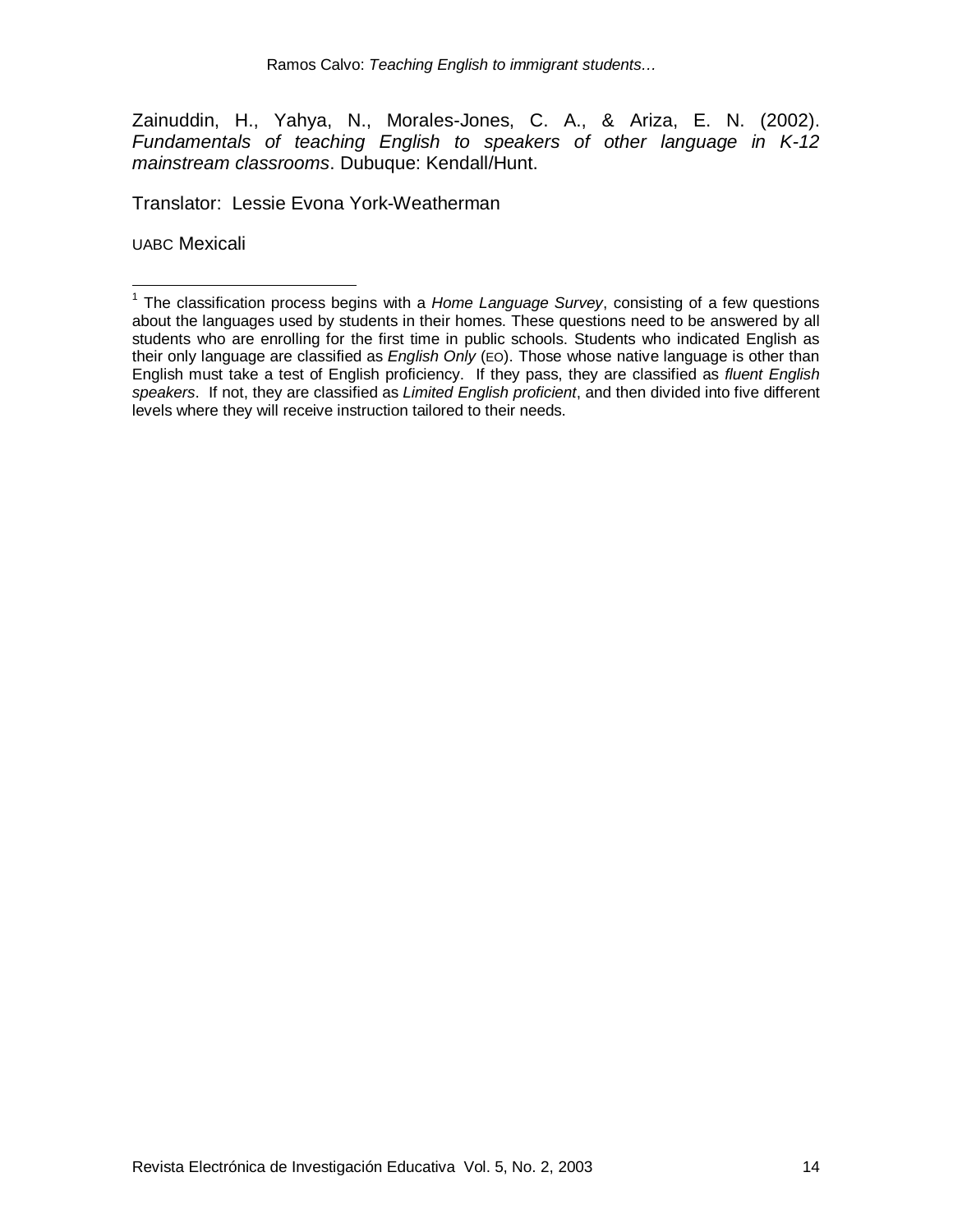Zainuddin, H., Yahya, N., Morales-Jones, C. A., & Ariza, E. N. (2002). *Fundamentals of teaching English to speakers of other language in K-12 mainstream classrooms*. Dubuque: Kendall/Hunt.

Translator: Lessie Evona York-Weatherman

UABC Mexicali

---

[1] The classification process begins with a *Home Language Survey*, consisting of a few questions about the languages used by students in their homes. These questions need to be answered by all students who are enrolling for the first time in public schools. Students who indicated English as their only language are classified as *English Only* (EO). Those whose native language is other than English must take a test of English proficiency. If they pass, they are classified as *fluent English speakers*. If not, they are classified as *Limited English proficient*, and then divided into five different levels where they will receive instruction tailored to their needs.